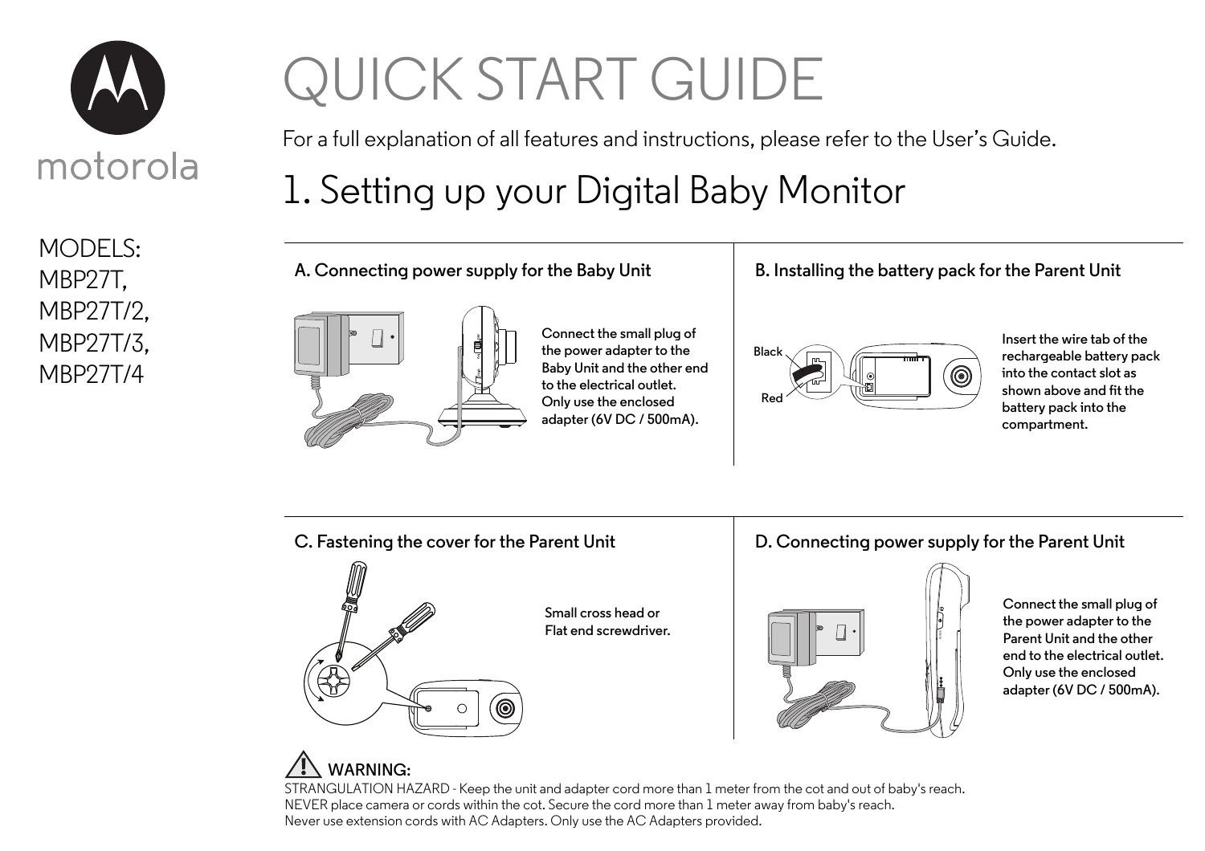motorola

# QUICK START GUIDE

For a full explanation of all features and instructions, please refer to the User's Guide.

MODELS:
MBP27T,
MBP27T/2,
MBP27T/3,
MBP27T/4

## 1. Setting up your Digital Baby Monitor

### A. Connecting power supply for the Baby Unit

Connect the small plug of the power adapter to the Baby Unit and the other end to the electrical outlet. Only use the enclosed adapter (6V DC / 500mA).

### B. Installing the battery pack for the Parent Unit

Black

Red

Insert the wire tab of the rechargeable battery pack into the contact slot as shown above and fit the battery pack into the compartment.

### C. Fastening the cover for the Parent Unit

Small cross head or Flat end screwdriver.

### D. Connecting power supply for the Parent Unit

Connect the small plug of the power adapter to the Parent Unit and the other end to the electrical outlet. Only use the enclosed adapter (6V DC / 500mA).

**WARNING:**

STRANGULATION HAZARD - Keep the unit and adapter cord more than 1 meter from the cot and out of baby's reach.
NEVER place camera or cords within the cot. Secure the cord more than 1 meter away from baby's reach.
Never use extension cords with AC Adapters. Only use the AC Adapters provided.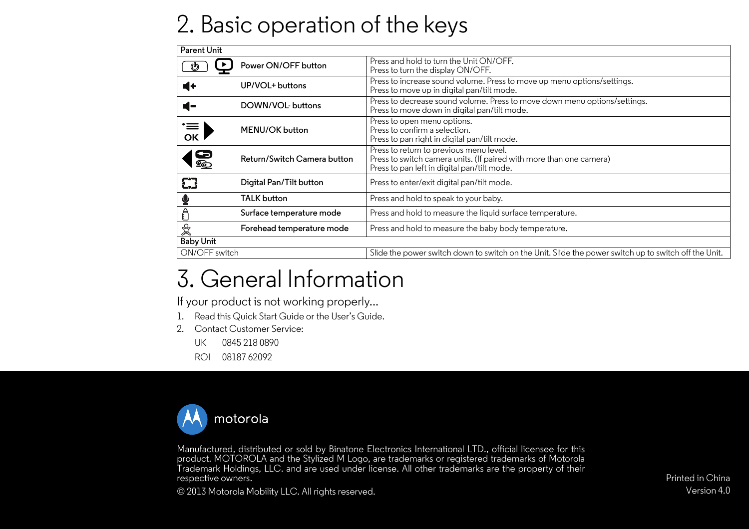# 2. Basic operation of the keys

| | | |
|---|---|---|
| **Parent Unit** | | |
| **Power ON/OFF button** | | Press and hold to turn the Unit ON/OFF.<br>Press to turn the display ON/OFF. |
| **UP/VOL+ buttons** | | Press to increase sound volume. Press to move up menu options/settings.<br>Press to move up in digital pan/tilt mode. |
| **DOWN/VOL- buttons** | | Press to decrease sound volume. Press to move down menu options/settings.<br>Press to move down in digital pan/tilt mode. |
| OK | **MENU/OK button** | Press to open menu options.<br>Press to confirm a selection.<br>Press to pan right in digital pan/tilt mode. |
| **Return/Switch Camera button** | | Press to return to previous menu level.<br>Press to switch camera units. (If paired with more than one camera)<br>Press to pan left in digital pan/tilt mode. |
| **Digital Pan/Tilt button** | | Press to enter/exit digital pan/tilt mode. |
| **TALK button** | | Press and hold to speak to your baby. |
| **Surface temperature mode** | | Press and hold to measure the liquid surface temperature. |
| **Forehead temperature mode** | | Press and hold to measure the baby body temperature. |
| **Baby Unit** | | |
| ON/OFF switch | | Slide the power switch down to switch on the Unit. Slide the power switch up to switch off the Unit. |

# 3. General Information

If your product is not working properly...

1. Read this Quick Start Guide or the User's Guide.
2. Contact Customer Service:

   UK 0845 218 0890

   ROI 08187 62092

motorola

Manufactured, distributed or sold by Binatone Electronics International LTD., official licensee for this product. MOTOROLA and the Stylized M Logo, are trademarks or registered trademarks of Motorola Trademark Holdings, LLC. and are used under license. All other trademarks are the property of their respective owners.

© 2013 Motorola Mobility LLC. All rights reserved.

Printed in China
Version 4.0